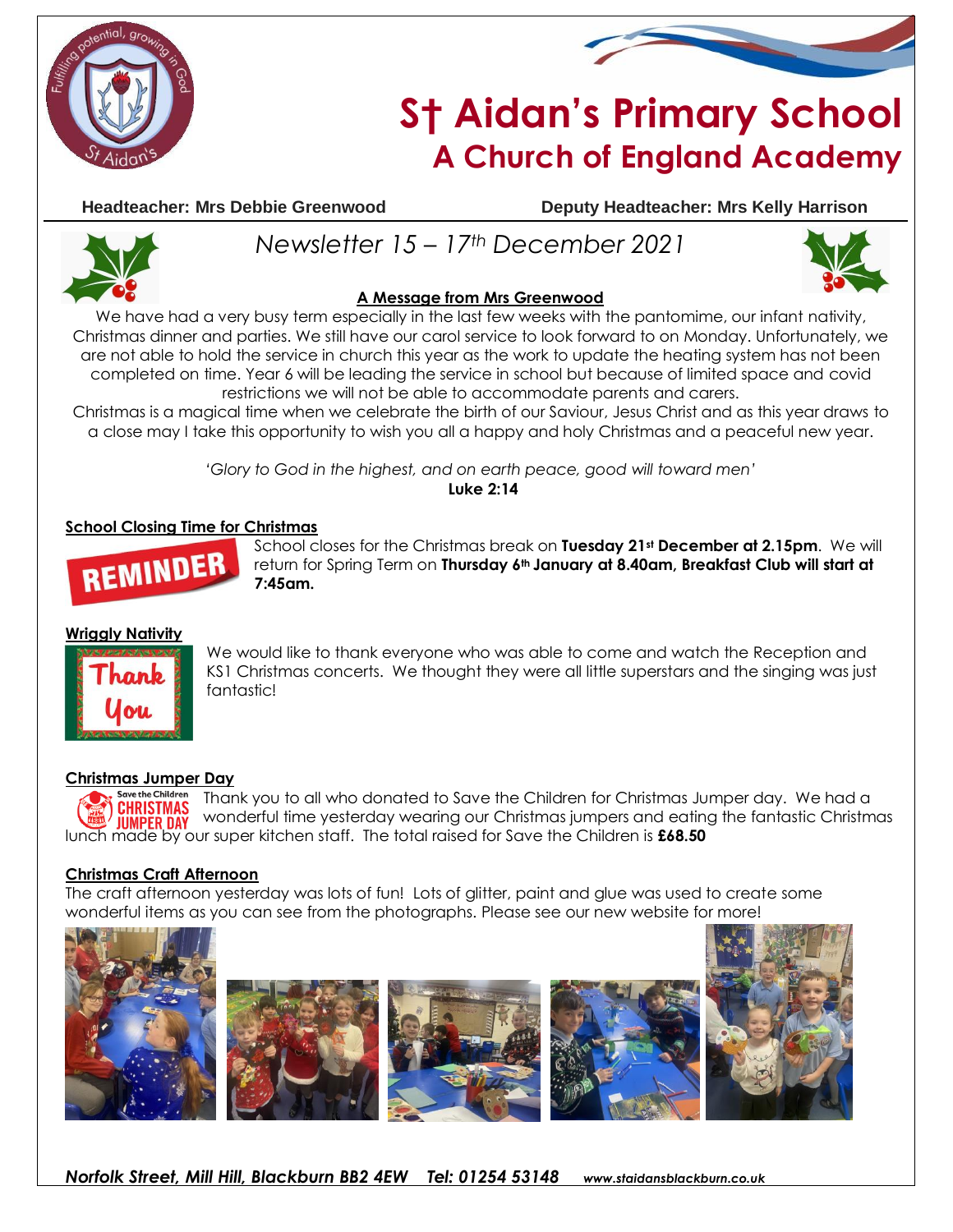# St Aidan's Primary School
## A Church of England Academy

**Headteacher: Mrs Debbie Greenwood** **Deputy Headteacher: Mrs Kelly Harrison**

*Newsletter 15 – 17th December 2021*

### A Message from Mrs Greenwood

We have had a very busy term especially in the last few weeks with the pantomime, our infant nativity, Christmas dinner and parties. We still have our carol service to look forward to on Monday. Unfortunately, we are not able to hold the service in church this year as the work to update the heating system has not been completed on time. Year 6 will be leading the service in school but because of limited space and covid restrictions we will not be able to accommodate parents and carers.

Christmas is a magical time when we celebrate the birth of our Saviour, Jesus Christ and as this year draws to a close may I take this opportunity to wish you all a happy and holy Christmas and a peaceful new year.

*'Glory to God in the highest, and on earth peace, good will toward men'*
**Luke 2:14**

### School Closing Time for Christmas

REMINDER

School closes for the Christmas break on **Tuesday 21st December at 2.15pm**. We will return for Spring Term on **Thursday 6th January at 8.40am, Breakfast Club will start at 7:45am.**

### Wriggly Nativity

Thank You

We would like to thank everyone who was able to come and watch the Reception and KS1 Christmas concerts. We thought they were all little superstars and the singing was just fantastic!

### Christmas Jumper Day

Save the Children Christmas Jumper Day

Thank you to all who donated to Save the Children for Christmas Jumper day. We had a wonderful time yesterday wearing our Christmas jumpers and eating the fantastic Christmas lunch made by our super kitchen staff. The total raised for Save the Children is **£68.50**

### Christmas Craft Afternoon

The craft afternoon yesterday was lots of fun! Lots of glitter, paint and glue was used to create some wonderful items as you can see from the photographs. Please see our new website for more!

*Norfolk Street, Mill Hill, Blackburn BB2 4EW Tel: 01254 53148* *www.staidansblackburn.co.uk*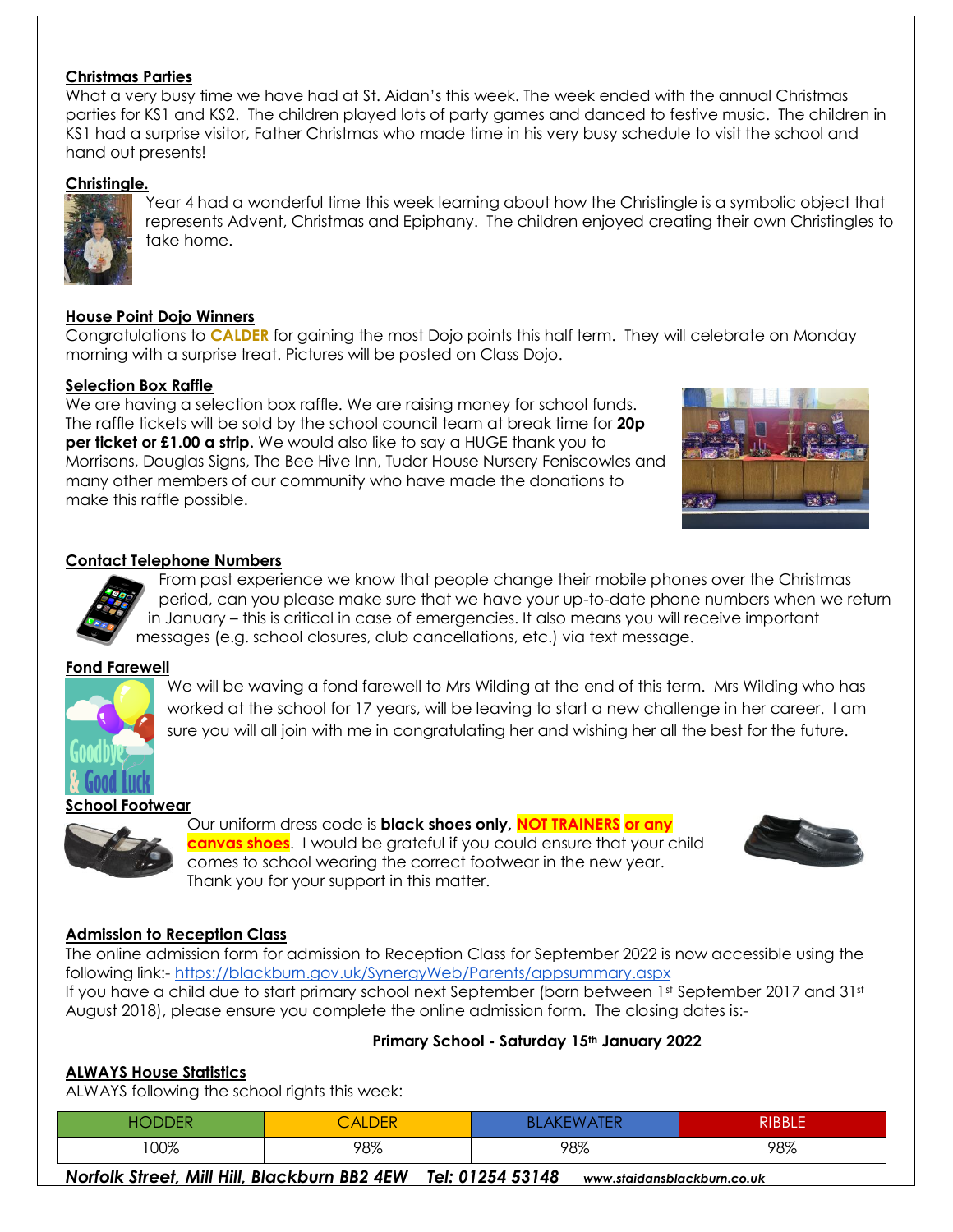## Christmas Parties

What a very busy time we have had at St. Aidan's this week. The week ended with the annual Christmas parties for KS1 and KS2. The children played lots of party games and danced to festive music. The children in KS1 had a surprise visitor, Father Christmas who made time in his very busy schedule to visit the school and hand out presents!

## Christingle.

Year 4 had a wonderful time this week learning about how the Christingle is a symbolic object that represents Advent, Christmas and Epiphany. The children enjoyed creating their own Christingles to take home.

## House Point Dojo Winners

Congratulations to **CALDER** for gaining the most Dojo points this half term. They will celebrate on Monday morning with a surprise treat. Pictures will be posted on Class Dojo.

## Selection Box Raffle

We are having a selection box raffle. We are raising money for school funds. The raffle tickets will be sold by the school council team at break time for **20p per ticket or £1.00 a strip.** We would also like to say a HUGE thank you to Morrisons, Douglas Signs, The Bee Hive Inn, Tudor House Nursery Feniscowles and many other members of our community who have made the donations to make this raffle possible.

## Contact Telephone Numbers

From past experience we know that people change their mobile phones over the Christmas period, can you please make sure that we have your up-to-date phone numbers when we return in January – this is critical in case of emergencies. It also means you will receive important messages (e.g. school closures, club cancellations, etc.) via text message.

## Fond Farewell

We will be waving a fond farewell to Mrs Wilding at the end of this term. Mrs Wilding who has worked at the school for 17 years, will be leaving to start a new challenge in her career. I am sure you will all join with me in congratulating her and wishing her all the best for the future.

## School Footwear

Our uniform dress code is **black shoes only, NOT TRAINERS or any canvas shoes**. I would be grateful if you could ensure that your child comes to school wearing the correct footwear in the new year. Thank you for your support in this matter.

## Admission to Reception Class

The online admission form for admission to Reception Class for September 2022 is now accessible using the following link:- https://blackburn.gov.uk/SynergyWeb/Parents/appsummary.aspx

If you have a child due to start primary school next September (born between 1st September 2017 and 31st August 2018), please ensure you complete the online admission form. The closing dates is:-

**Primary School - Saturday 15th January 2022**

## ALWAYS House Statistics

ALWAYS following the school rights this week:

| HODDER | CALDER | BLAKEWATER | RIBBLE |
|---|---|---|---|
| 100% | 98% | 98% | 98% |

***Norfolk Street, Mill Hill, Blackburn BB2 4EW Tel: 01254 53148*** ***www.staidansblackburn.co.uk***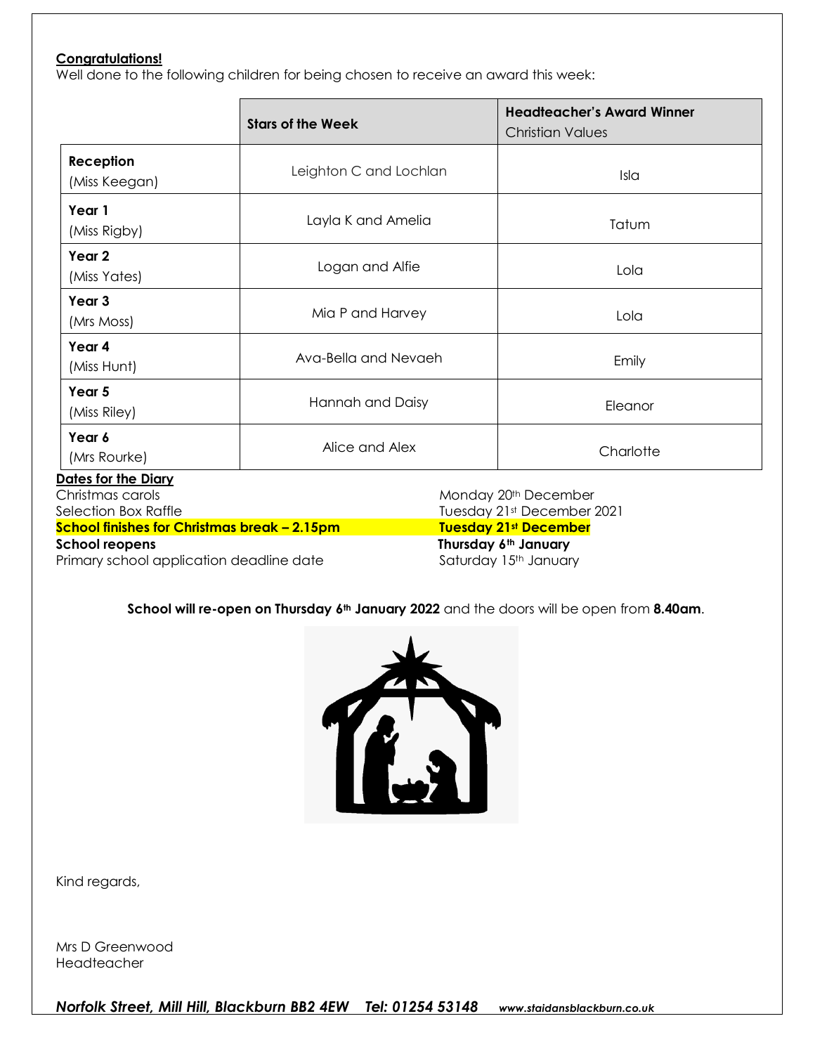**Congratulations!**

Well done to the following children for being chosen to receive an award this week:

| | **Stars of the Week** | **Headteacher's Award Winner** Christian Values |
|---|---|---|
| **Reception** (Miss Keegan) | Leighton C and Lochlan | Isla |
| **Year 1** (Miss Rigby) | Layla K and Amelia | Tatum |
| **Year 2** (Miss Yates) | Logan and Alfie | Lola |
| **Year 3** (Mrs Moss) | Mia P and Harvey | Lola |
| **Year 4** (Miss Hunt) | Ava-Bella and Nevaeh | Emily |
| **Year 5** (Miss Riley) | Hannah and Daisy | Eleanor |
| **Year 6** (Mrs Rourke) | Alice and Alex | Charlotte |

**Dates for the Diary**

| | |
|---|---|
| Christmas carols | Monday 20th December |
| Selection Box Raffle | Tuesday 21st December 2021 |
| **School finishes for Christmas break – 2.15pm** | **Tuesday 21st December** |
| **School reopens** | **Thursday 6th January** |
| Primary school application deadline date | Saturday 15th January |

**School will re-open on Thursday 6th January 2022** and the doors will be open from **8.40am**.

Kind regards,

Mrs D Greenwood
Headteacher

***Norfolk Street, Mill Hill, Blackburn BB2 4EW Tel: 01254 53148 www.staidansblackburn.co.uk***